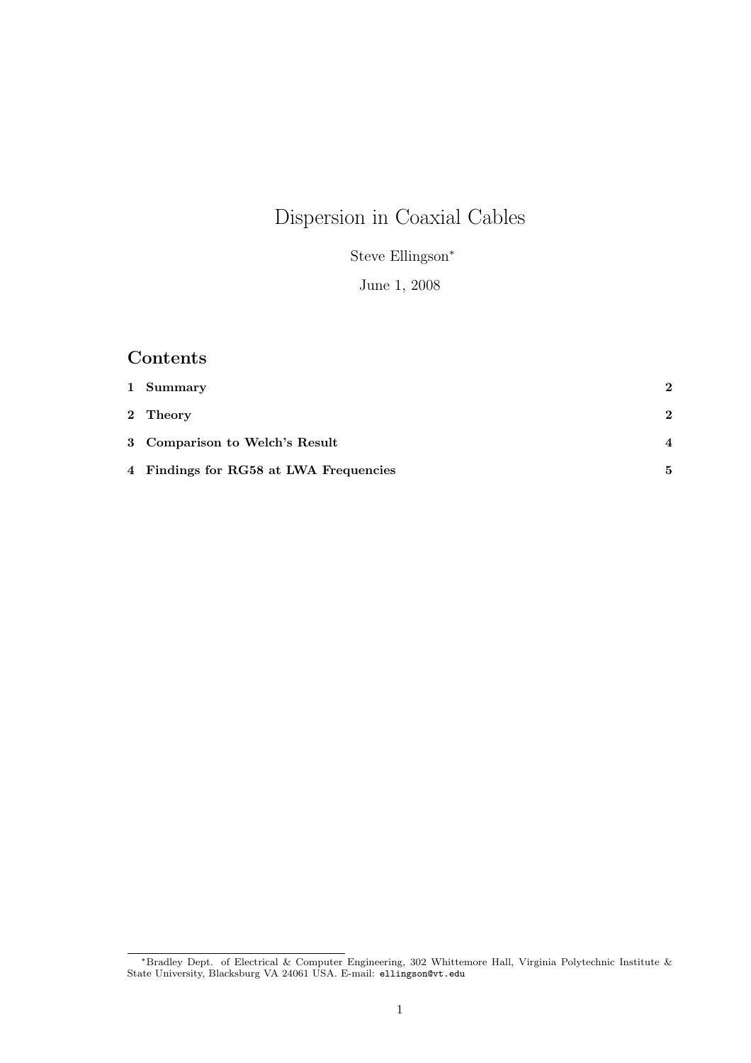# Dispersion in Coaxial Cables

Steve Ellingson[*]

June 1, 2008

## Contents

| | | |
|---|---|---|
| **1** | **Summary** | **2** |
| **2** | **Theory** | **2** |
| **3** | **Comparison to Welch's Result** | **4** |
| **4** | **Findings for RG58 at LWA Frequencies** | **5** |

[*]Bradley Dept. of Electrical & Computer Engineering, 302 Whittemore Hall, Virginia Polytechnic Institute & State University, Blacksburg VA 24061 USA. E-mail: `ellingson@vt.edu`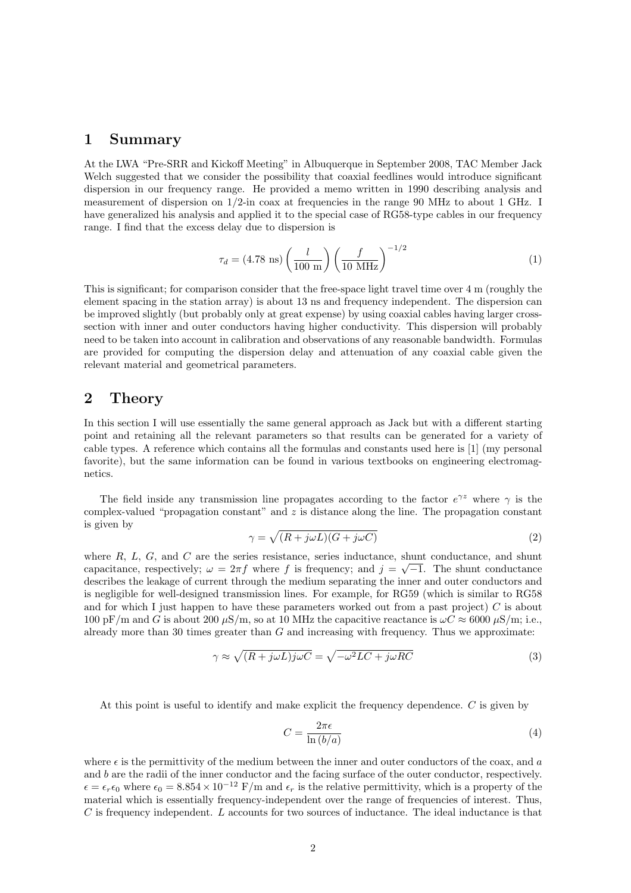## 1 Summary

At the LWA "Pre-SRR and Kickoff Meeting" in Albuquerque in September 2008, TAC Member Jack Welch suggested that we consider the possibility that coaxial feedlines would introduce significant dispersion in our frequency range. He provided a memo written in 1990 describing analysis and measurement of dispersion on 1/2-in coax at frequencies in the range 90 MHz to about 1 GHz. I have generalized his analysis and applied it to the special case of RG58-type cables in our frequency range. I find that the excess delay due to dispersion is

$$\tau_d = (4.78 \text{ ns}) \left(\frac{l}{100 \text{ m}}\right) \left(\frac{f}{10 \text{ MHz}}\right)^{-1/2} \tag{1}$$

This is significant; for comparison consider that the free-space light travel time over 4 m (roughly the element spacing in the station array) is about 13 ns and frequency independent. The dispersion can be improved slightly (but probably only at great expense) by using coaxial cables having larger cross-section with inner and outer conductors having higher conductivity. This dispersion will probably need to be taken into account in calibration and observations of any reasonable bandwidth. Formulas are provided for computing the dispersion delay and attenuation of any coaxial cable given the relevant material and geometrical parameters.

## 2 Theory

In this section I will use essentially the same general approach as Jack but with a different starting point and retaining all the relevant parameters so that results can be generated for a variety of cable types. A reference which contains all the formulas and constants used here is [1] (my personal favorite), but the same information can be found in various textbooks on engineering electromagnetics.

The field inside any transmission line propagates according to the factor $e^{\gamma z}$ where $\gamma$ is the complex-valued "propagation constant" and $z$ is distance along the line. The propagation constant is given by

$$\gamma = \sqrt{(R + j\omega L)(G + j\omega C)} \tag{2}$$

where $R$, $L$, $G$, and $C$ are the series resistance, series inductance, shunt conductance, and shunt capacitance, respectively; $\omega = 2\pi f$ where $f$ is frequency; and $j = \sqrt{-1}$. The shunt conductance describes the leakage of current through the medium separating the inner and outer conductors and is negligible for well-designed transmission lines. For example, for RG59 (which is similar to RG58 and for which I just happen to have these parameters worked out from a past project) $C$ is about 100 pF/m and $G$ is about 200 $\mu$S/m, so at 10 MHz the capacitive reactance is $\omega C \approx 6000$ $\mu$S/m; i.e., already more than 30 times greater than $G$ and increasing with frequency. Thus we approximate:

$$\gamma \approx \sqrt{(R + j\omega L) j\omega C} = \sqrt{-\omega^2 LC + j\omega RC} \tag{3}$$

At this point is useful to identify and make explicit the frequency dependence. $C$ is given by

$$C = \frac{2\pi\epsilon}{\ln(b/a)} \tag{4}$$

where $\epsilon$ is the permittivity of the medium between the inner and outer conductors of the coax, and $a$ and $b$ are the radii of the inner conductor and the facing surface of the outer conductor, respectively. $\epsilon = \epsilon_r \epsilon_0$ where $\epsilon_0 = 8.854 \times 10^{-12}$ F/m and $\epsilon_r$ is the relative permittivity, which is a property of the material which is essentially frequency-independent over the range of frequencies of interest. Thus, $C$ is frequency independent. $L$ accounts for two sources of inductance. The ideal inductance is that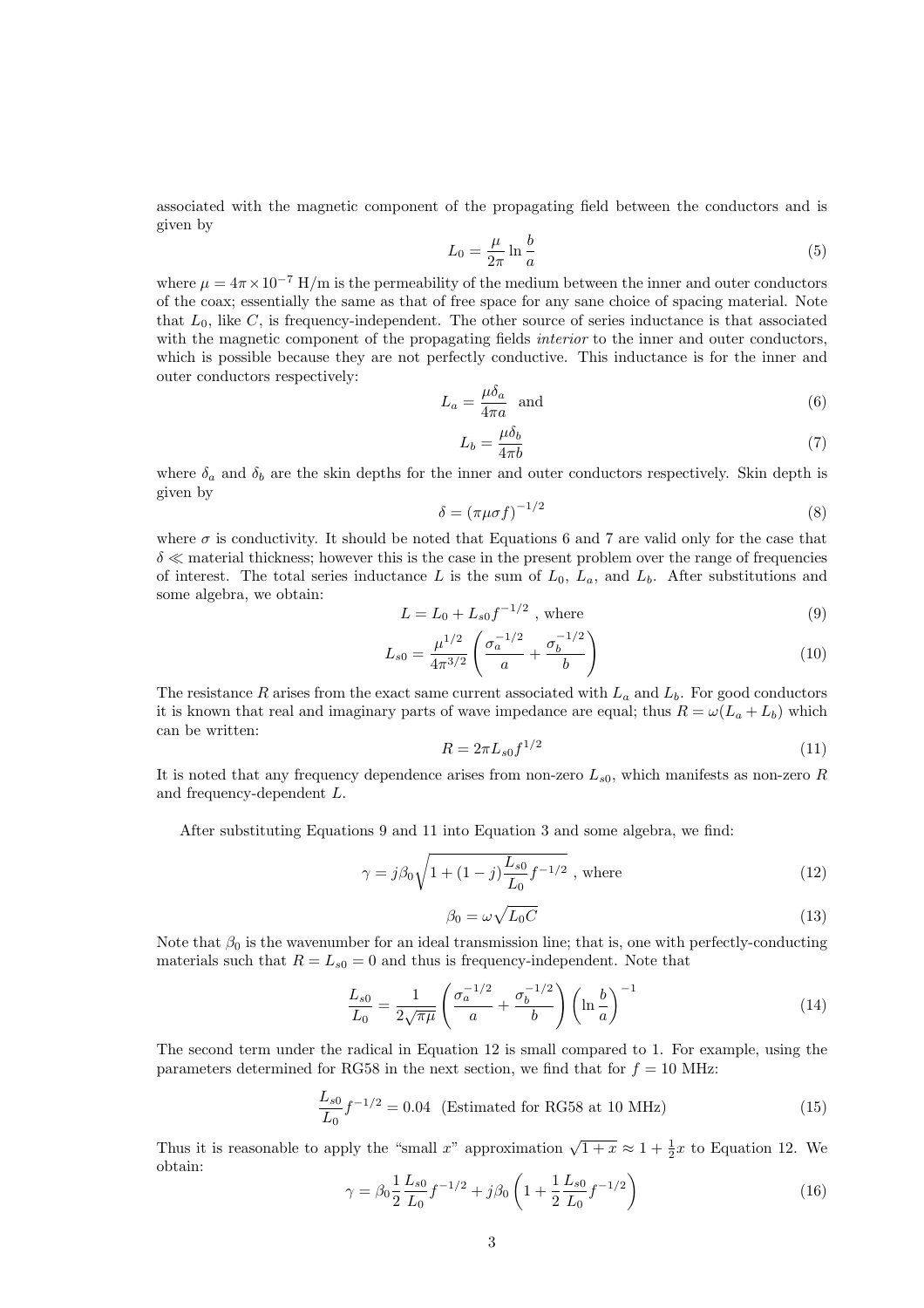associated with the magnetic component of the propagating field between the conductors and is given by

$$L_0 = \frac{\mu}{2\pi} \ln \frac{b}{a} \tag{5}$$

where $\mu = 4\pi \times 10^{-7}$ H/m is the permeability of the medium between the inner and outer conductors of the coax; essentially the same as that of free space for any sane choice of spacing material. Note that $L_0$, like $C$, is frequency-independent. The other source of series inductance is that associated with the magnetic component of the propagating fields *interior* to the inner and outer conductors, which is possible because they are not perfectly conductive. This inductance is for the inner and outer conductors respectively:

$$L_a = \frac{\mu \delta_a}{4\pi a} \quad \text{and} \tag{6}$$

$$L_b = \frac{\mu \delta_b}{4\pi b} \tag{7}$$

where $\delta_a$ and $\delta_b$ are the skin depths for the inner and outer conductors respectively. Skin depth is given by

$$\delta = (\pi \mu \sigma f)^{-1/2} \tag{8}$$

where $\sigma$ is conductivity. It should be noted that Equations 6 and 7 are valid only for the case that $\delta \ll$ material thickness; however this is the case in the present problem over the range of frequencies of interest. The total series inductance $L$ is the sum of $L_0$, $L_a$, and $L_b$. After substitutions and some algebra, we obtain:

$$L = L_0 + L_{s0} f^{-1/2} \text{ , where} \tag{9}$$

$$L_{s0} = \frac{\mu^{1/2}}{4\pi^{3/2}} \left( \frac{\sigma_a^{-1/2}}{a} + \frac{\sigma_b^{-1/2}}{b} \right) \tag{10}$$

The resistance $R$ arises from the exact same current associated with $L_a$ and $L_b$. For good conductors it is known that real and imaginary parts of wave impedance are equal; thus $R = \omega(L_a + L_b)$ which can be written:

$$R = 2\pi L_{s0} f^{1/2} \tag{11}$$

It is noted that any frequency dependence arises from non-zero $L_{s0}$, which manifests as non-zero $R$ and frequency-dependent $L$.

After substituting Equations 9 and 11 into Equation 3 and some algebra, we find:

$$\gamma = j\beta_0 \sqrt{1 + (1-j)\frac{L_{s0}}{L_0} f^{-1/2}} \text{ , where} \tag{12}$$

$$\beta_0 = \omega \sqrt{L_0 C} \tag{13}$$

Note that $\beta_0$ is the wavenumber for an ideal transmission line; that is, one with perfectly-conducting materials such that $R = L_{s0} = 0$ and thus is frequency-independent. Note that

$$\frac{L_{s0}}{L_0} = \frac{1}{2\sqrt{\pi\mu}} \left( \frac{\sigma_a^{-1/2}}{a} + \frac{\sigma_b^{-1/2}}{b} \right) \left( \ln \frac{b}{a} \right)^{-1} \tag{14}$$

The second term under the radical in Equation 12 is small compared to 1. For example, using the parameters determined for RG58 in the next section, we find that for $f = 10$ MHz:

$$\frac{L_{s0}}{L_0} f^{-1/2} = 0.04 \quad \text{(Estimated for RG58 at 10 MHz)} \tag{15}$$

Thus it is reasonable to apply the "small $x$" approximation $\sqrt{1+x} \approx 1 + \frac{1}{2}x$ to Equation 12. We obtain:

$$\gamma = \beta_0 \frac{1}{2} \frac{L_{s0}}{L_0} f^{-1/2} + j\beta_0 \left( 1 + \frac{1}{2} \frac{L_{s0}}{L_0} f^{-1/2} \right) \tag{16}$$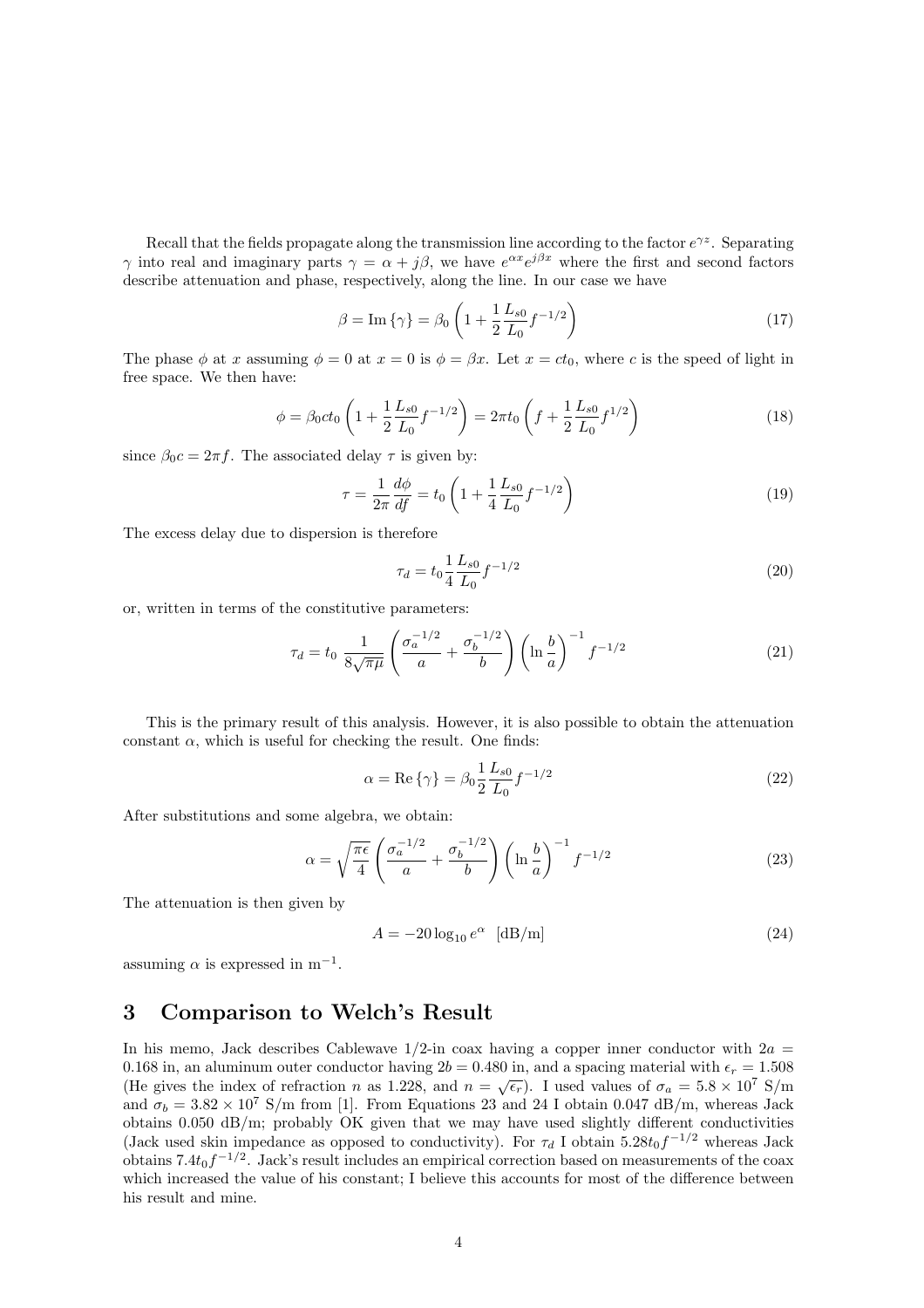Recall that the fields propagate along the transmission line according to the factor $e^{\gamma z}$. Separating $\gamma$ into real and imaginary parts $\gamma = \alpha + j\beta$, we have $e^{\alpha x} e^{j\beta x}$ where the first and second factors describe attenuation and phase, respectively, along the line. In our case we have

$$\beta = \text{Im}\left\{\gamma\right\} = \beta_0 \left(1 + \frac{1}{2}\frac{L_{s0}}{L_0} f^{-1/2}\right) \tag{17}$$

The phase $\phi$ at $x$ assuming $\phi = 0$ at $x = 0$ is $\phi = \beta x$. Let $x = ct_0$, where $c$ is the speed of light in free space. We then have:

$$\phi = \beta_0 c t_0 \left(1 + \frac{1}{2}\frac{L_{s0}}{L_0} f^{-1/2}\right) = 2\pi t_0 \left(f + \frac{1}{2}\frac{L_{s0}}{L_0} f^{1/2}\right) \tag{18}$$

since $\beta_0 c = 2\pi f$. The associated delay $\tau$ is given by:

$$\tau = \frac{1}{2\pi}\frac{d\phi}{df} = t_0 \left(1 + \frac{1}{4}\frac{L_{s0}}{L_0} f^{-1/2}\right) \tag{19}$$

The excess delay due to dispersion is therefore

$$\tau_d = t_0 \frac{1}{4}\frac{L_{s0}}{L_0} f^{-1/2} \tag{20}$$

or, written in terms of the constitutive parameters:

$$\tau_d = t_0 \, \frac{1}{8\sqrt{\pi\mu}} \left(\frac{\sigma_a^{-1/2}}{a} + \frac{\sigma_b^{-1/2}}{b}\right) \left(\ln\frac{b}{a}\right)^{-1} f^{-1/2} \tag{21}$$

This is the primary result of this analysis. However, it is also possible to obtain the attenuation constant $\alpha$, which is useful for checking the result. One finds:

$$\alpha = \text{Re}\left\{\gamma\right\} = \beta_0 \frac{1}{2}\frac{L_{s0}}{L_0} f^{-1/2} \tag{22}$$

After substitutions and some algebra, we obtain:

$$\alpha = \sqrt{\frac{\pi\epsilon}{4}} \left(\frac{\sigma_a^{-1/2}}{a} + \frac{\sigma_b^{-1/2}}{b}\right) \left(\ln\frac{b}{a}\right)^{-1} f^{-1/2} \tag{23}$$

The attenuation is then given by

$$A = -20\log_{10} e^{\alpha} \quad [\text{dB/m}] \tag{24}$$

assuming $\alpha$ is expressed in $\text{m}^{-1}$.

# 3 Comparison to Welch's Result

In his memo, Jack describes Cablewave 1/2-in coax having a copper inner conductor with $2a = 0.168$ in, an aluminum outer conductor having $2b = 0.480$ in, and a spacing material with $\epsilon_r = 1.508$ (He gives the index of refraction $n$ as 1.228, and $n = \sqrt{\epsilon_r}$). I used values of $\sigma_a = 5.8 \times 10^7$ S/m and $\sigma_b = 3.82 \times 10^7$ S/m from [1]. From Equations 23 and 24 I obtain 0.047 dB/m, whereas Jack obtains 0.050 dB/m; probably OK given that we may have used slightly different conductivities (Jack used skin impedance as opposed to conductivity). For $\tau_d$ I obtain $5.28 t_0 f^{-1/2}$ whereas Jack obtains $7.4 t_0 f^{-1/2}$. Jack's result includes an empirical correction based on measurements of the coax which increased the value of his constant; I believe this accounts for most of the difference between his result and mine.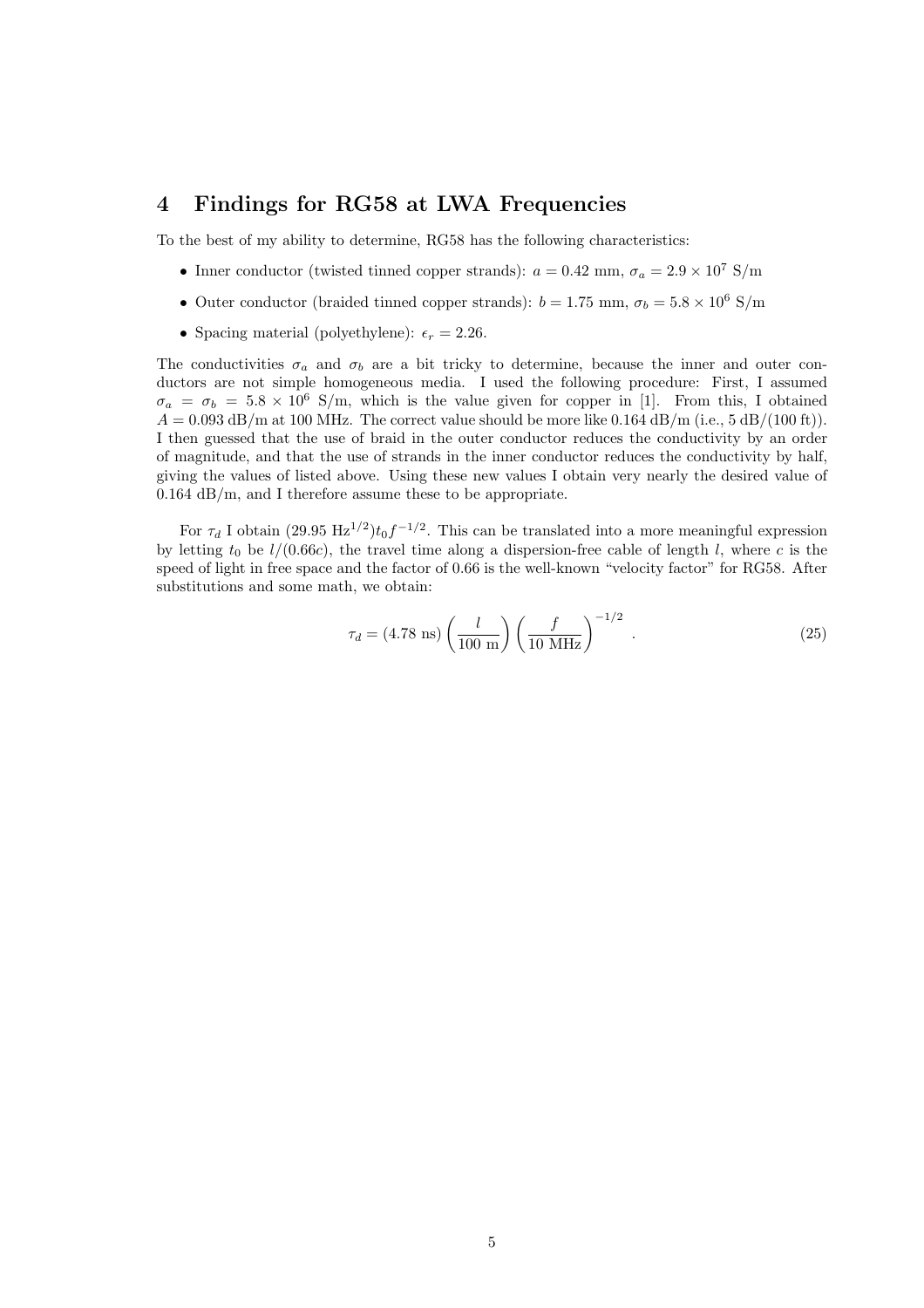## 4 Findings for RG58 at LWA Frequencies

To the best of my ability to determine, RG58 has the following characteristics:

- Inner conductor (twisted tinned copper strands): $a = 0.42$ mm, $\sigma_a = 2.9 \times 10^7$ S/m
- Outer conductor (braided tinned copper strands): $b = 1.75$ mm, $\sigma_b = 5.8 \times 10^6$ S/m
- Spacing material (polyethylene): $\epsilon_r = 2.26$.

The conductivities $\sigma_a$ and $\sigma_b$ are a bit tricky to determine, because the inner and outer conductors are not simple homogeneous media. I used the following procedure: First, I assumed $\sigma_a = \sigma_b = 5.8 \times 10^6$ S/m, which is the value given for copper in [1]. From this, I obtained $A = 0.093$ dB/m at 100 MHz. The correct value should be more like 0.164 dB/m (i.e., 5 dB/(100 ft)). I then guessed that the use of braid in the outer conductor reduces the conductivity by an order of magnitude, and that the use of strands in the inner conductor reduces the conductivity by half, giving the values of listed above. Using these new values I obtain very nearly the desired value of 0.164 dB/m, and I therefore assume these to be appropriate.

For $\tau_d$ I obtain $(29.95 \text{ Hz}^{1/2}) t_0 f^{-1/2}$. This can be translated into a more meaningful expression by letting $t_0$ be $l/(0.66c)$, the travel time along a dispersion-free cable of length $l$, where $c$ is the speed of light in free space and the factor of 0.66 is the well-known "velocity factor" for RG58. After substitutions and some math, we obtain:

$$\tau_d = (4.78 \text{ ns}) \left( \frac{l}{100 \text{ m}} \right) \left( \frac{f}{10 \text{ MHz}} \right)^{-1/2} . \tag{25}$$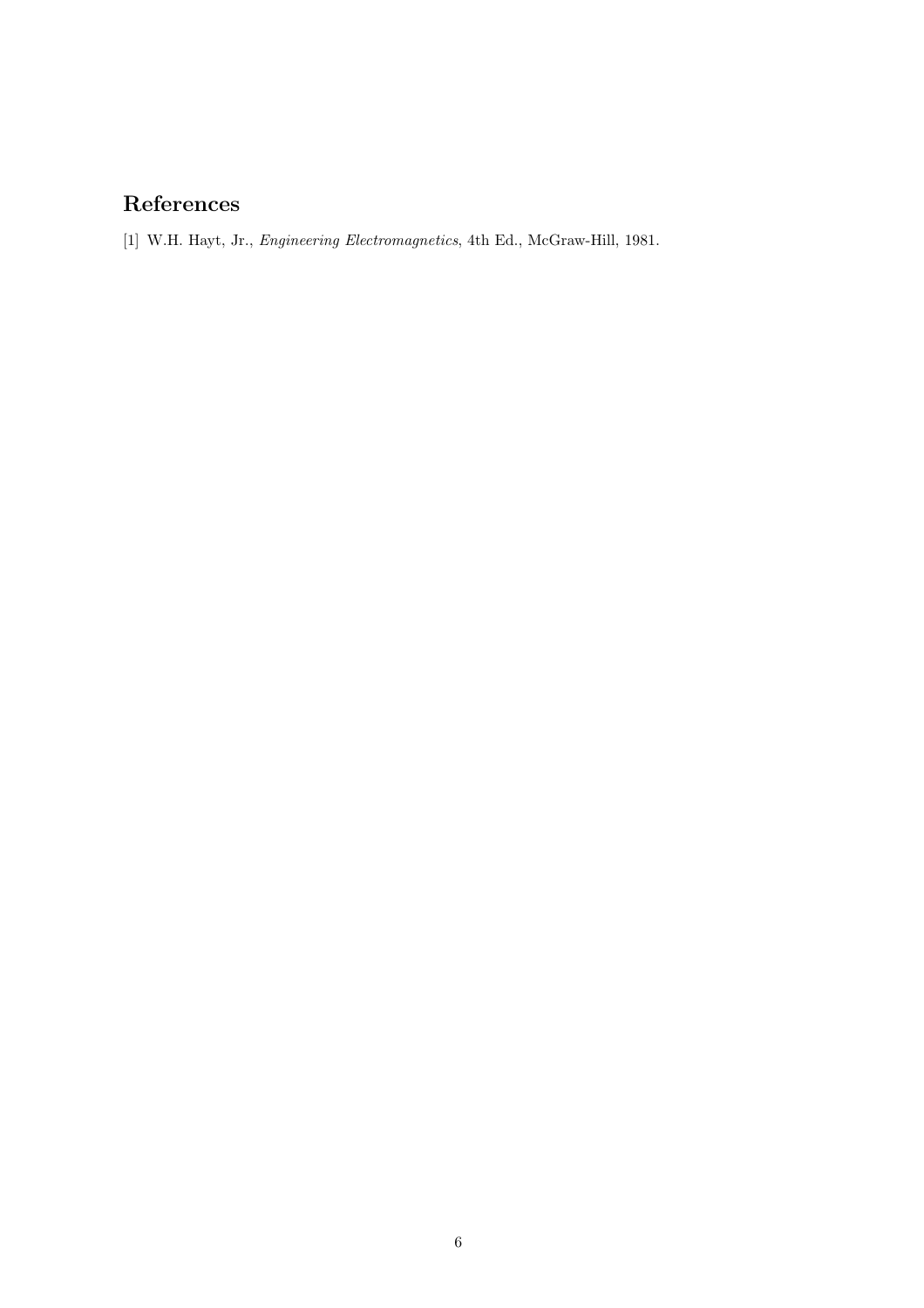## References

[1] W.H. Hayt, Jr., *Engineering Electromagnetics*, 4th Ed., McGraw-Hill, 1981.